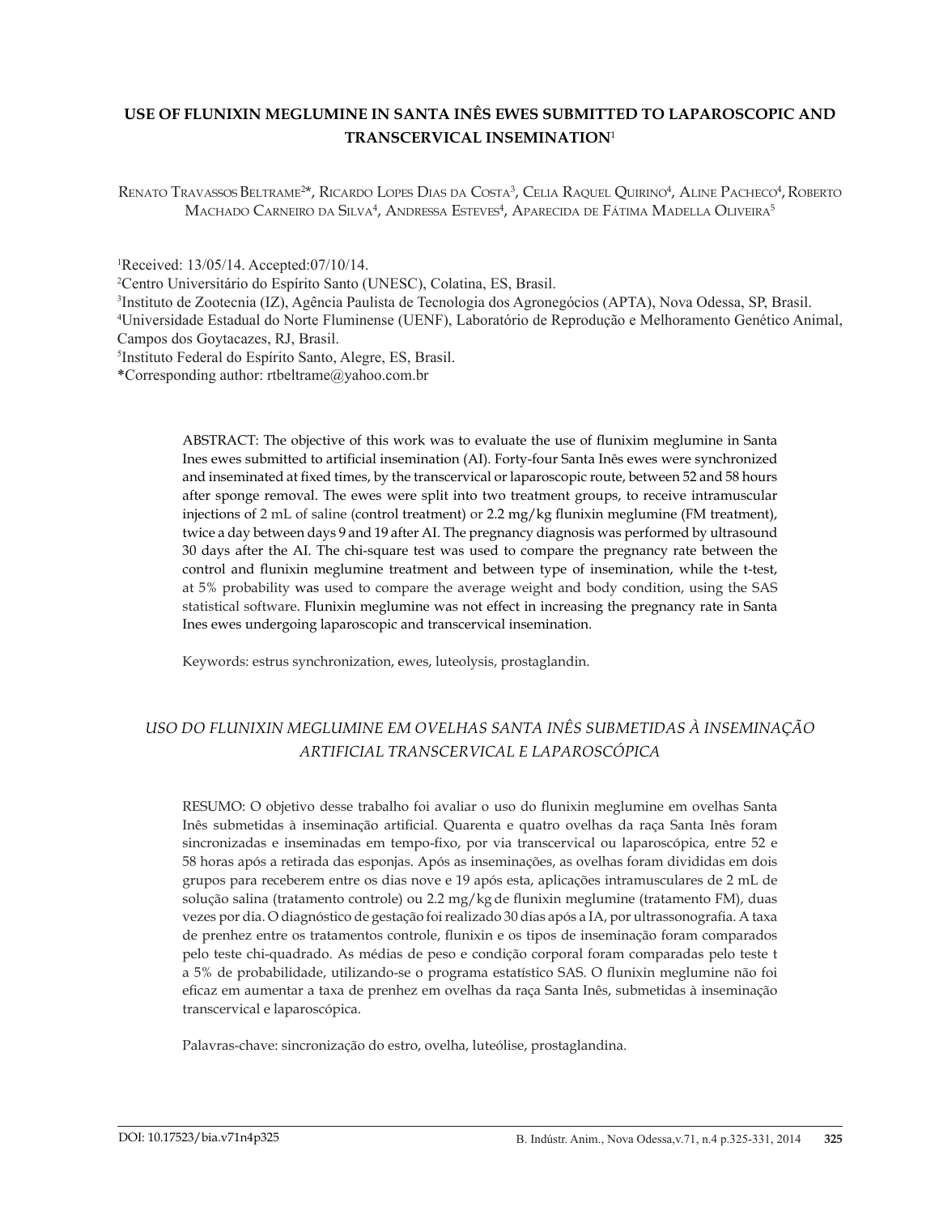# USE OF FLUNIXIN MEGLUMINE IN SANTA INÊS EWES SUBMITTED TO LAPAROSCOPIC AND TRANSCERVICAL INSEMINATION[1]

Renato Travassos Beltrame[2]*, Ricardo Lopes Dias da Costa[3], Celia Raquel Quirino[4], Aline Pacheco[4], Roberto Machado Carneiro da Silva[4], Andressa Esteves[4], Aparecida de Fátima Madella Oliveira[5]

[1]Received: 13/05/14. Accepted:07/10/14.
[2]Centro Universitário do Espírito Santo (UNESC), Colatina, ES, Brasil.
[3]Instituto de Zootecnia (IZ), Agência Paulista de Tecnologia dos Agronegócios (APTA), Nova Odessa, SP, Brasil.
[4]Universidade Estadual do Norte Fluminense (UENF), Laboratório de Reprodução e Melhoramento Genético Animal, Campos dos Goytacazes, RJ, Brasil.
[5]Instituto Federal do Espírito Santo, Alegre, ES, Brasil.
*Corresponding author: rtbeltrame@yahoo.com.br

ABSTRACT: The objective of this work was to evaluate the use of flunixim meglumine in Santa Ines ewes submitted to artificial insemination (AI). Forty-four Santa Inês ewes were synchronized and inseminated at fixed times, by the transcervical or laparoscopic route, between 52 and 58 hours after sponge removal. The ewes were split into two treatment groups, to receive intramuscular injections of 2 mL of saline (control treatment) or 2.2 mg/kg flunixin meglumine (FM treatment), twice a day between days 9 and 19 after AI. The pregnancy diagnosis was performed by ultrasound 30 days after the AI. The chi-square test was used to compare the pregnancy rate between the control and flunixin meglumine treatment and between type of insemination, while the t-test, at 5% probability was used to compare the average weight and body condition, using the SAS statistical software. Flunixin meglumine was not effect in increasing the pregnancy rate in Santa Ines ewes undergoing laparoscopic and transcervical insemination.

Keywords: estrus synchronization, ewes, luteolysis, prostaglandin.

## *USO DO FLUNIXIN MEGLUMINE EM OVELHAS SANTA INÊS SUBMETIDAS À INSEMINAÇÃO ARTIFICIAL TRANSCERVICAL E LAPAROSCÓPICA*

RESUMO: O objetivo desse trabalho foi avaliar o uso do flunixin meglumine em ovelhas Santa Inês submetidas à inseminação artificial. Quarenta e quatro ovelhas da raça Santa Inês foram sincronizadas e inseminadas em tempo-fixo, por via transcervical ou laparoscópica, entre 52 e 58 horas após a retirada das esponjas. Após as inseminações, as ovelhas foram divididas em dois grupos para receberem entre os dias nove e 19 após esta, aplicações intramusculares de 2 mL de solução salina (tratamento controle) ou 2.2 mg/kg de flunixin meglumine (tratamento FM), duas vezes por dia. O diagnóstico de gestação foi realizado 30 dias após a IA, por ultrassonografia. A taxa de prenhez entre os tratamentos controle, flunixin e os tipos de inseminação foram comparados pelo teste chi-quadrado. As médias de peso e condição corporal foram comparadas pelo teste t a 5% de probabilidade, utilizando-se o programa estatístico SAS. O flunixin meglumine não foi eficaz em aumentar a taxa de prenhez em ovelhas da raça Santa Inês, submetidas à inseminação transcervical e laparoscópica.

Palavras-chave: sincronização do estro, ovelha, luteólise, prostaglandina.

DOI: 10.17523/bia.v71n4p325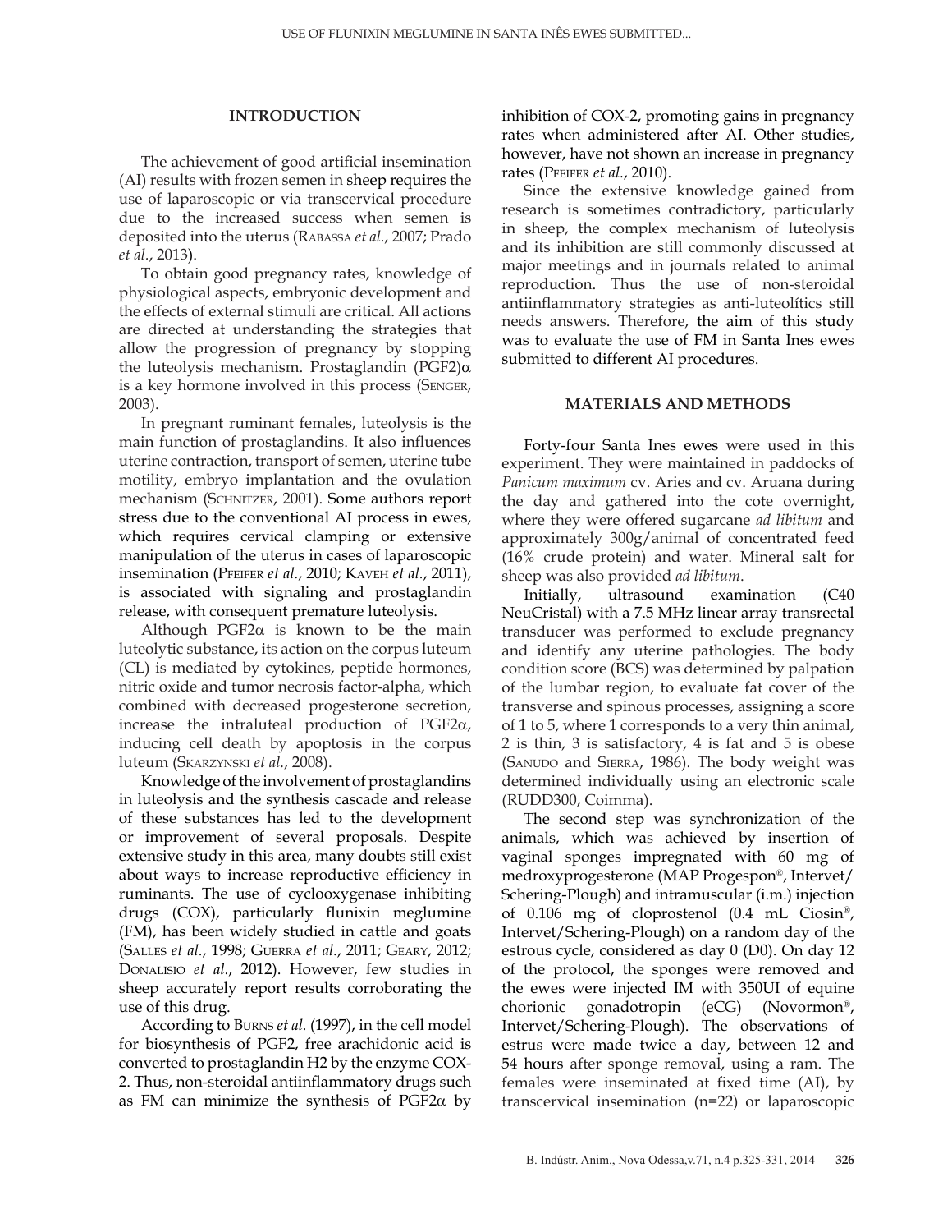## INTRODUCTION

The achievement of good artificial insemination (AI) results with frozen semen in sheep requires the use of laparoscopic or via transcervical procedure due to the increased success when semen is deposited into the uterus (Rabassa *et al.*, 2007; Prado *et al.*, 2013).

To obtain good pregnancy rates, knowledge of physiological aspects, embryonic development and the effects of external stimuli are critical. All actions are directed at understanding the strategies that allow the progression of pregnancy by stopping the luteolysis mechanism. Prostaglandin (PGF2)α is a key hormone involved in this process (Senger, 2003).

In pregnant ruminant females, luteolysis is the main function of prostaglandins. It also influences uterine contraction, transport of semen, uterine tube motility, embryo implantation and the ovulation mechanism (Schnitzer, 2001). Some authors report stress due to the conventional AI process in ewes, which requires cervical clamping or extensive manipulation of the uterus in cases of laparoscopic insemination (Pfeifer *et al.*, 2010; Kaveh *et al.*, 2011), is associated with signaling and prostaglandin release, with consequent premature luteolysis.

Although PGF2α is known to be the main luteolytic substance, its action on the corpus luteum (CL) is mediated by cytokines, peptide hormones, nitric oxide and tumor necrosis factor-alpha, which combined with decreased progesterone secretion, increase the intraluteal production of PGF2α, inducing cell death by apoptosis in the corpus luteum (Skarzynski *et al.*, 2008).

Knowledge of the involvement of prostaglandins in luteolysis and the synthesis cascade and release of these substances has led to the development or improvement of several proposals. Despite extensive study in this area, many doubts still exist about ways to increase reproductive efficiency in ruminants. The use of cyclooxygenase inhibiting drugs (COX), particularly flunixin meglumine (FM), has been widely studied in cattle and goats (Salles *et al.*, 1998; Guerra *et al.*, 2011; Geary, 2012; Donalisio *et al.*, 2012). However, few studies in sheep accurately report results corroborating the use of this drug.

According to Burns *et al.* (1997), in the cell model for biosynthesis of PGF2, free arachidonic acid is converted to prostaglandin H2 by the enzyme COX-2. Thus, non-steroidal antiinflammatory drugs such as FM can minimize the synthesis of PGF2α by inhibition of COX-2, promoting gains in pregnancy rates when administered after AI. Other studies, however, have not shown an increase in pregnancy rates (Pfeifer *et al.*, 2010).

Since the extensive knowledge gained from research is sometimes contradictory, particularly in sheep, the complex mechanism of luteolysis and its inhibition are still commonly discussed at major meetings and in journals related to animal reproduction. Thus the use of non-steroidal antiinflammatory strategies as anti-luteolítics still needs answers. Therefore, the aim of this study was to evaluate the use of FM in Santa Ines ewes submitted to different AI procedures.

## MATERIALS AND METHODS

Forty-four Santa Ines ewes were used in this experiment. They were maintained in paddocks of *Panicum maximum* cv. Aries and cv. Aruana during the day and gathered into the cote overnight, where they were offered sugarcane *ad libitum* and approximately 300g/animal of concentrated feed (16% crude protein) and water. Mineral salt for sheep was also provided *ad libitum*.

Initially, ultrasound examination (C40 NeuCristal) with a 7.5 MHz linear array transrectal transducer was performed to exclude pregnancy and identify any uterine pathologies. The body condition score (BCS) was determined by palpation of the lumbar region, to evaluate fat cover of the transverse and spinous processes, assigning a score of 1 to 5, where 1 corresponds to a very thin animal, 2 is thin, 3 is satisfactory, 4 is fat and 5 is obese (Sanudo and Sierra, 1986). The body weight was determined individually using an electronic scale (RUDD300, Coimma).

The second step was synchronization of the animals, which was achieved by insertion of vaginal sponges impregnated with 60 mg of medroxyprogesterone (MAP Progespon®, Intervet/Schering-Plough) and intramuscular (i.m.) injection of 0.106 mg of cloprostenol (0.4 mL Ciosin®, Intervet/Schering-Plough) on a random day of the estrous cycle, considered as day 0 (D0). On day 12 of the protocol, the sponges were removed and the ewes were injected IM with 350UI of equine chorionic gonadotropin (eCG) (Novormon®, Intervet/Schering-Plough). The observations of estrus were made twice a day, between 12 and 54 hours after sponge removal, using a ram. The females were inseminated at fixed time (AI), by transcervical insemination (n=22) or laparoscopic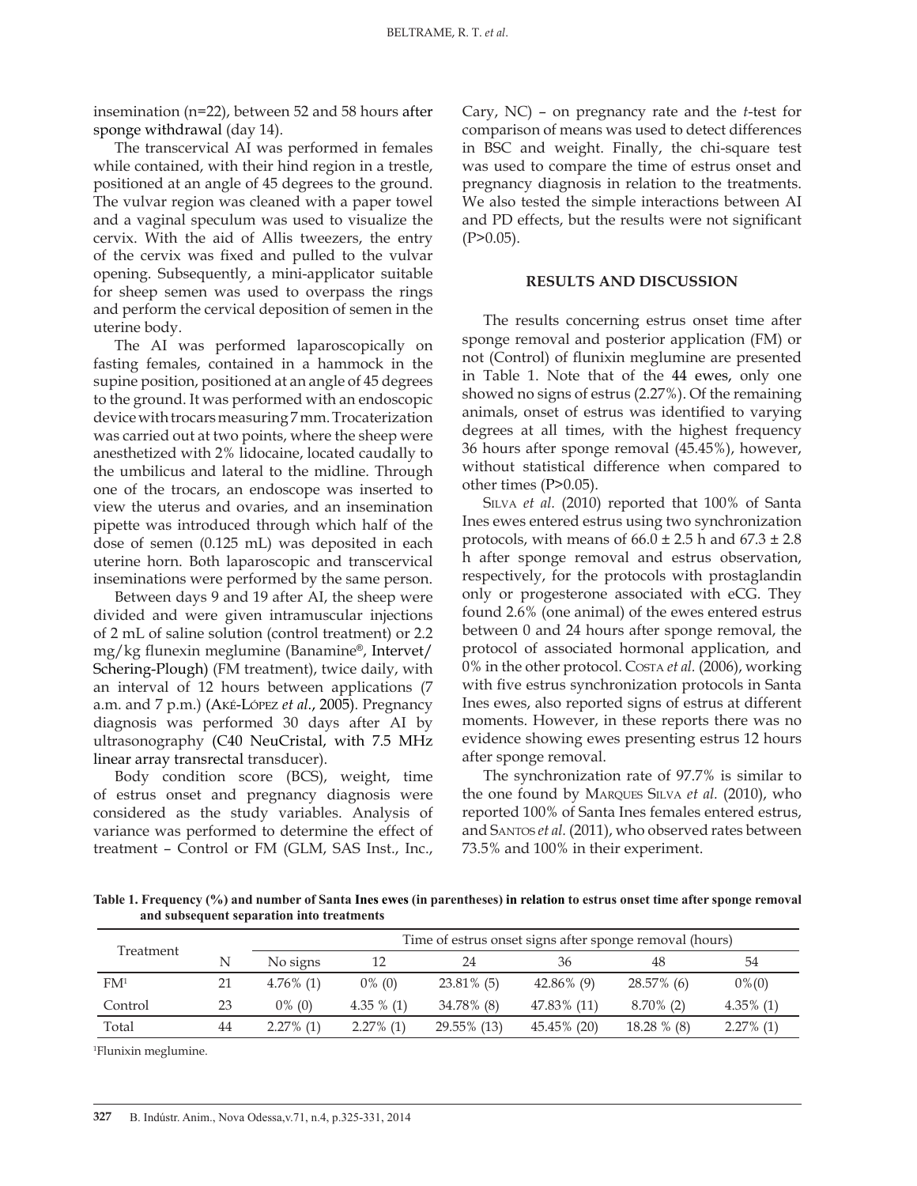insemination (n=22), between 52 and 58 hours after sponge withdrawal (day 14).

The transcervical AI was performed in females while contained, with their hind region in a trestle, positioned at an angle of 45 degrees to the ground. The vulvar region was cleaned with a paper towel and a vaginal speculum was used to visualize the cervix. With the aid of Allis tweezers, the entry of the cervix was fixed and pulled to the vulvar opening. Subsequently, a mini-applicator suitable for sheep semen was used to overpass the rings and perform the cervical deposition of semen in the uterine body.

The AI was performed laparoscopically on fasting females, contained in a hammock in the supine position, positioned at an angle of 45 degrees to the ground. It was performed with an endoscopic device with trocars measuring 7 mm. Trocaterization was carried out at two points, where the sheep were anesthetized with 2% lidocaine, located caudally to the umbilicus and lateral to the midline. Through one of the trocars, an endoscope was inserted to view the uterus and ovaries, and an insemination pipette was introduced through which half of the dose of semen (0.125 mL) was deposited in each uterine horn. Both laparoscopic and transcervical inseminations were performed by the same person.

Between days 9 and 19 after AI, the sheep were divided and were given intramuscular injections of 2 mL of saline solution (control treatment) or 2.2 mg/kg flunexin meglumine (Banamine®, Intervet/Schering-Plough) (FM treatment), twice daily, with an interval of 12 hours between applications (7 a.m. and 7 p.m.) (Aké-López *et al.*, 2005). Pregnancy diagnosis was performed 30 days after AI by ultrasonography (C40 NeuCristal, with 7.5 MHz linear array transrectal transducer).

Body condition score (BCS), weight, time of estrus onset and pregnancy diagnosis were considered as the study variables. Analysis of variance was performed to determine the effect of treatment – Control or FM (GLM, SAS Inst., Inc., Cary, NC) – on pregnancy rate and the *t*-test for comparison of means was used to detect differences in BSC and weight. Finally, the chi-square test was used to compare the time of estrus onset and pregnancy diagnosis in relation to the treatments. We also tested the simple interactions between AI and PD effects, but the results were not significant (P>0.05).

## RESULTS AND DISCUSSION

The results concerning estrus onset time after sponge removal and posterior application (FM) or not (Control) of flunixin meglumine are presented in Table 1. Note that of the 44 ewes, only one showed no signs of estrus (2.27%). Of the remaining animals, onset of estrus was identified to varying degrees at all times, with the highest frequency 36 hours after sponge removal (45.45%), however, without statistical difference when compared to other times (P>0.05).

Silva *et al.* (2010) reported that 100% of Santa Ines ewes entered estrus using two synchronization protocols, with means of 66.0 ± 2.5 h and 67.3 ± 2.8 h after sponge removal and estrus observation, respectively, for the protocols with prostaglandin only or progesterone associated with eCG. They found 2.6% (one animal) of the ewes entered estrus between 0 and 24 hours after sponge removal, the protocol of associated hormonal application, and 0% in the other protocol. Costa *et al.* (2006), working with five estrus synchronization protocols in Santa Ines ewes, also reported signs of estrus at different moments. However, in these reports there was no evidence showing ewes presenting estrus 12 hours after sponge removal.

The synchronization rate of 97.7% is similar to the one found by Marques Silva *et al.* (2010), who reported 100% of Santa Ines females entered estrus, and Santos *et al.* (2011), who observed rates between 73.5% and 100% in their experiment.

**Table 1. Frequency (%) and number of Santa Ines ewes (in parentheses) in relation to estrus onset time after sponge removal and subsequent separation into treatments**

| Treatment | N | Time of estrus onset signs after sponge removal (hours) | | | | | |
|---|---|---|---|---|---|---|---|
| | | No signs | 12 | 24 | 36 | 48 | 54 |
| FM[1] | 21 | 4.76% (1) | 0% (0) | 23.81% (5) | 42.86% (9) | 28.57% (6) | 0%(0) |
| Control | 23 | 0% (0) | 4.35 % (1) | 34.78% (8) | 47.83% (11) | 8.70% (2) | 4.35% (1) |
| Total | 44 | 2.27% (1) | 2.27% (1) | 29.55% (13) | 45.45% (20) | 18.28 % (8) | 2.27% (1) |

[1]Flunixin meglumine.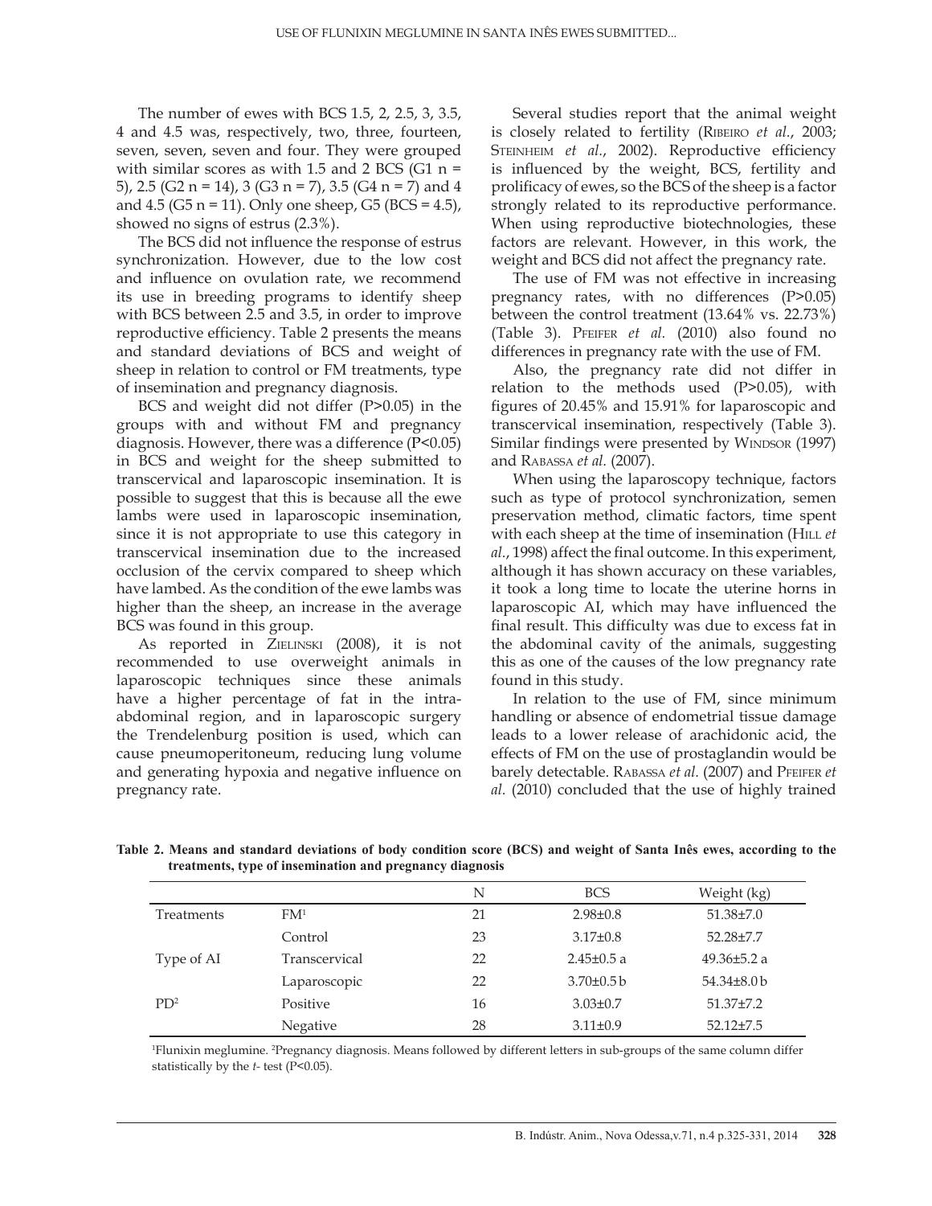The number of ewes with BCS 1.5, 2, 2.5, 3, 3.5, 4 and 4.5 was, respectively, two, three, fourteen, seven, seven, seven and four. They were grouped with similar scores as with 1.5 and 2 BCS (G1 n = 5), 2.5 (G2 n = 14), 3 (G3 n = 7), 3.5 (G4 n = 7) and 4 and 4.5 (G5 n = 11). Only one sheep, G5 (BCS = 4.5), showed no signs of estrus (2.3%).

The BCS did not influence the response of estrus synchronization. However, due to the low cost and influence on ovulation rate, we recommend its use in breeding programs to identify sheep with BCS between 2.5 and 3.5, in order to improve reproductive efficiency. Table 2 presents the means and standard deviations of BCS and weight of sheep in relation to control or FM treatments, type of insemination and pregnancy diagnosis.

BCS and weight did not differ (P>0.05) in the groups with and without FM and pregnancy diagnosis. However, there was a difference (P<0.05) in BCS and weight for the sheep submitted to transcervical and laparoscopic insemination. It is possible to suggest that this is because all the ewe lambs were used in laparoscopic insemination, since it is not appropriate to use this category in transcervical insemination due to the increased occlusion of the cervix compared to sheep which have lambed. As the condition of the ewe lambs was higher than the sheep, an increase in the average BCS was found in this group.

As reported in Zielinski (2008), it is not recommended to use overweight animals in laparoscopic techniques since these animals have a higher percentage of fat in the intra-abdominal region, and in laparoscopic surgery the Trendelenburg position is used, which can cause pneumoperitoneum, reducing lung volume and generating hypoxia and negative influence on pregnancy rate.

Several studies report that the animal weight is closely related to fertility (Ribeiro *et al.*, 2003; Steinheim *et al.*, 2002). Reproductive efficiency is influenced by the weight, BCS, fertility and prolificacy of ewes, so the BCS of the sheep is a factor strongly related to its reproductive performance. When using reproductive biotechnologies, these factors are relevant. However, in this work, the weight and BCS did not affect the pregnancy rate.

The use of FM was not effective in increasing pregnancy rates, with no differences (P>0.05) between the control treatment (13.64% vs. 22.73%) (Table 3). Pfeifer *et al.* (2010) also found no differences in pregnancy rate with the use of FM.

Also, the pregnancy rate did not differ in relation to the methods used (P>0.05), with figures of 20.45% and 15.91% for laparoscopic and transcervical insemination, respectively (Table 3). Similar findings were presented by Windsor (1997) and Rabassa *et al.* (2007).

When using the laparoscopy technique, factors such as type of protocol synchronization, semen preservation method, climatic factors, time spent with each sheep at the time of insemination (Hill *et al.*, 1998) affect the final outcome. In this experiment, although it has shown accuracy on these variables, it took a long time to locate the uterine horns in laparoscopic AI, which may have influenced the final result. This difficulty was due to excess fat in the abdominal cavity of the animals, suggesting this as one of the causes of the low pregnancy rate found in this study.

In relation to the use of FM, since minimum handling or absence of endometrial tissue damage leads to a lower release of arachidonic acid, the effects of FM on the use of prostaglandin would be barely detectable. Rabassa *et al.* (2007) and Pfeifer *et al.* (2010) concluded that the use of highly trained

**Table 2. Means and standard deviations of body condition score (BCS) and weight of Santa Inês ewes, according to the treatments, type of insemination and pregnancy diagnosis**

| | | N | BCS | Weight (kg) |
|---|---|---|---|---|
| Treatments | FM[1] | 21 | 2.98±0.8 | 51.38±7.0 |
| | Control | 23 | 3.17±0.8 | 52.28±7.7 |
| Type of AI | Transcervical | 22 | 2.45±0.5 a | 49.36±5.2 a |
| | Laparoscopic | 22 | 3.70±0.5 b | 54.34±8.0 b |
| PD[2] | Positive | 16 | 3.03±0.7 | 51.37±7.2 |
| | Negative | 28 | 3.11±0.9 | 52.12±7.5 |

[1]Flunixin meglumine. [2]Pregnancy diagnosis. Means followed by different letters in sub-groups of the same column differ statistically by the *t*- test (P<0.05).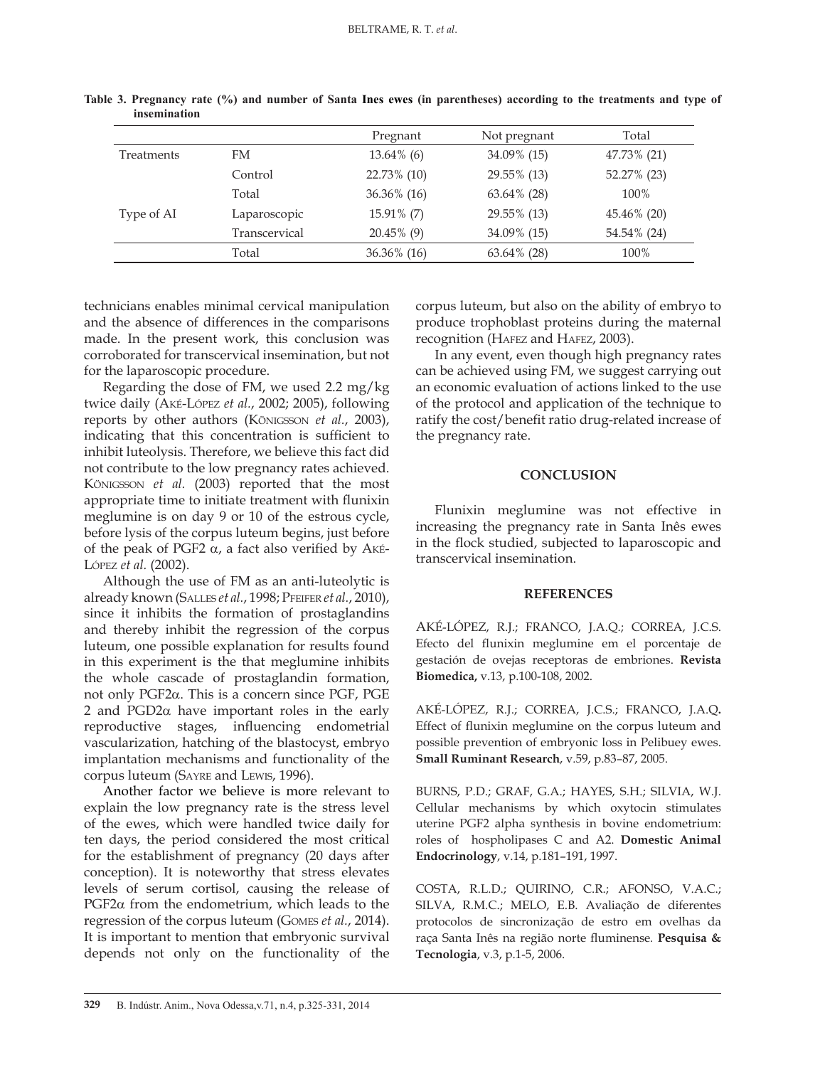**Table 3. Pregnancy rate (%) and number of Santa Ines ewes (in parentheses) according to the treatments and type of insemination**

| | | Pregnant | Not pregnant | Total |
|---|---|---|---|---|
| Treatments | FM | 13.64% (6) | 34.09% (15) | 47.73% (21) |
| | Control | 22.73% (10) | 29.55% (13) | 52.27% (23) |
| | Total | 36.36% (16) | 63.64% (28) | 100% |
| Type of AI | Laparoscopic | 15.91% (7) | 29.55% (13) | 45.46% (20) |
| | Transcervical | 20.45% (9) | 34.09% (15) | 54.54% (24) |
| | Total | 36.36% (16) | 63.64% (28) | 100% |

technicians enables minimal cervical manipulation and the absence of differences in the comparisons made. In the present work, this conclusion was corroborated for transcervical insemination, but not for the laparoscopic procedure.

Regarding the dose of FM, we used 2.2 mg/kg twice daily (Aké-López *et al.*, 2002; 2005), following reports by other authors (Königsson *et al.*, 2003), indicating that this concentration is sufficient to inhibit luteolysis. Therefore, we believe this fact did not contribute to the low pregnancy rates achieved. Königsson *et al.* (2003) reported that the most appropriate time to initiate treatment with flunixin meglumine is on day 9 or 10 of the estrous cycle, before lysis of the corpus luteum begins, just before of the peak of PGF2 $\alpha$, a fact also verified by Aké-López *et al.* (2002).

Although the use of FM as an anti-luteolytic is already known (Salles *et al.*, 1998; Pfeifer *et al.*, 2010), since it inhibits the formation of prostaglandins and thereby inhibit the regression of the corpus luteum, one possible explanation for results found in this experiment is the that meglumine inhibits the whole cascade of prostaglandin formation, not only PGF2$\alpha$. This is a concern since PGF, PGE 2 and PGD2$\alpha$ have important roles in the early reproductive stages, influencing endometrial vascularization, hatching of the blastocyst, embryo implantation mechanisms and functionality of the corpus luteum (Sayre and Lewis, 1996).

Another factor we believe is more relevant to explain the low pregnancy rate is the stress level of the ewes, which were handled twice daily for ten days, the period considered the most critical for the establishment of pregnancy (20 days after conception). It is noteworthy that stress elevates levels of serum cortisol, causing the release of PGF2$\alpha$ from the endometrium, which leads to the regression of the corpus luteum (Gomes *et al.*, 2014). It is important to mention that embryonic survival depends not only on the functionality of the corpus luteum, but also on the ability of embryo to produce trophoblast proteins during the maternal recognition (Hafez and Hafez, 2003).

In any event, even though high pregnancy rates can be achieved using FM, we suggest carrying out an economic evaluation of actions linked to the use of the protocol and application of the technique to ratify the cost/benefit ratio drug-related increase of the pregnancy rate.

## CONCLUSION

Flunixin meglumine was not effective in increasing the pregnancy rate in Santa Inês ewes in the flock studied, subjected to laparoscopic and transcervical insemination.

## REFERENCES

AKÉ-LÓPEZ, R.J.; FRANCO, J.A.Q.; CORREA, J.C.S. Efecto del flunixin meglumine em el porcentaje de gestación de ovejas receptoras de embriones. **Revista Biomedica,** v.13, p.100-108, 2002.

AKÉ-LÓPEZ, R.J.; CORREA, J.C.S.; FRANCO, J.A.Q**.** Effect of flunixin meglumine on the corpus luteum and possible prevention of embryonic loss in Pelibuey ewes. **Small Ruminant Research**, v.59, p.83–87, 2005.

BURNS, P.D.; GRAF, G.A.; HAYES, S.H.; SILVIA, W.J. Cellular mechanisms by which oxytocin stimulates uterine PGF2 alpha synthesis in bovine endometrium: roles of hospholipases C and A2. **Domestic Animal Endocrinology**, v.14, p.181–191, 1997.

COSTA, R.L.D.; QUIRINO, C.R.; AFONSO, V.A.C.; SILVA, R.M.C.; MELO, E.B. Avaliação de diferentes protocolos de sincronização de estro em ovelhas da raça Santa Inês na região norte fluminense. **Pesquisa & Tecnologia**, v.3, p.1-5, 2006.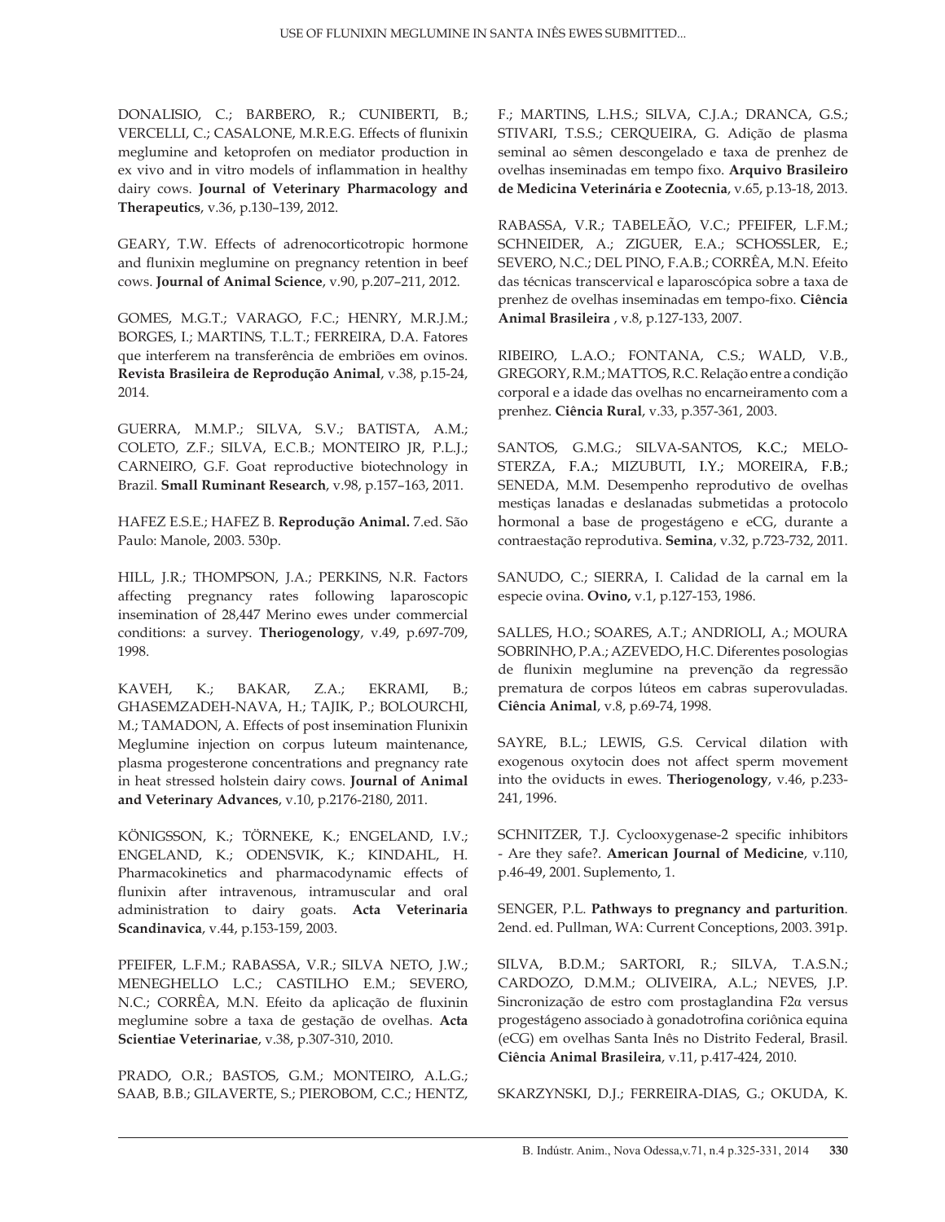DONALISIO, C.; BARBERO, R.; CUNIBERTI, B.; VERCELLI, C.; CASALONE, M.R.E.G. Effects of flunixin meglumine and ketoprofen on mediator production in ex vivo and in vitro models of inflammation in healthy dairy cows. **Journal of Veterinary Pharmacology and Therapeutics**, v.36, p.130–139, 2012.

GEARY, T.W. Effects of adrenocorticotropic hormone and flunixin meglumine on pregnancy retention in beef cows. **Journal of Animal Science**, v.90, p.207–211, 2012.

GOMES, M.G.T.; VARAGO, F.C.; HENRY, M.R.J.M.; BORGES, I.; MARTINS, T.L.T.; FERREIRA, D.A. Fatores que interferem na transferência de embriões em ovinos. **Revista Brasileira de Reprodução Animal**, v.38, p.15-24, 2014.

GUERRA, M.M.P.; SILVA, S.V.; BATISTA, A.M.; COLETO, Z.F.; SILVA, E.C.B.; MONTEIRO JR, P.L.J.; CARNEIRO, G.F. Goat reproductive biotechnology in Brazil. **Small Ruminant Research**, v.98, p.157–163, 2011.

HAFEZ E.S.E.; HAFEZ B. **Reprodução Animal.** 7.ed. São Paulo: Manole, 2003. 530p.

HILL, J.R.; THOMPSON, J.A.; PERKINS, N.R. Factors affecting pregnancy rates following laparoscopic insemination of 28,447 Merino ewes under commercial conditions: a survey. **Theriogenology**, v.49, p.697-709, 1998.

KAVEH, K.; BAKAR, Z.A.; EKRAMI, B.; GHASEMZADEH-NAVA, H.; TAJIK, P.; BOLOURCHI, M.; TAMADON, A. Effects of post insemination Flunixin Meglumine injection on corpus luteum maintenance, plasma progesterone concentrations and pregnancy rate in heat stressed holstein dairy cows. **Journal of Animal and Veterinary Advances**, v.10, p.2176-2180, 2011.

KÖNIGSSON, K.; TÖRNEKE, K.; ENGELAND, I.V.; ENGELAND, K.; ODENSVIK, K.; KINDAHL, H. Pharmacokinetics and pharmacodynamic effects of flunixin after intravenous, intramuscular and oral administration to dairy goats. **Acta Veterinaria Scandinavica**, v.44, p.153-159, 2003.

PFEIFER, L.F.M.; RABASSA, V.R.; SILVA NETO, J.W.; MENEGHELLO L.C.; CASTILHO E.M.; SEVERO, N.C.; CORRÊA, M.N. Efeito da aplicação de fluxinin meglumine sobre a taxa de gestação de ovelhas. **Acta Scientiae Veterinariae**, v.38, p.307-310, 2010.

PRADO, O.R.; BASTOS, G.M.; MONTEIRO, A.L.G.; SAAB, B.B.; GILAVERTE, S.; PIEROBOM, C.C.; HENTZ, F.; MARTINS, L.H.S.; SILVA, C.J.A.; DRANCA, G.S.; STIVARI, T.S.S.; CERQUEIRA, G. Adição de plasma seminal ao sêmen descongelado e taxa de prenhez de ovelhas inseminadas em tempo fixo. **Arquivo Brasileiro de Medicina Veterinária e Zootecnia**, v.65, p.13-18, 2013.

RABASSA, V.R.; TABELEÃO, V.C.; PFEIFER, L.F.M.; SCHNEIDER, A.; ZIGUER, E.A.; SCHOSSLER, E.; SEVERO, N.C.; DEL PINO, F.A.B.; CORRÊA, M.N. Efeito das técnicas transcervical e laparoscópica sobre a taxa de prenhez de ovelhas inseminadas em tempo-fixo. **Ciência Animal Brasileira** , v.8, p.127-133, 2007.

RIBEIRO, L.A.O.; FONTANA, C.S.; WALD, V.B., GREGORY, R.M.; MATTOS, R.C. Relação entre a condição corporal e a idade das ovelhas no encarneiramento com a prenhez. **Ciência Rural**, v.33, p.357-361, 2003.

SANTOS, G.M.G.; SILVA-SANTOS, K.C.; MELO-STERZA, F.A.; MIZUBUTI, I.Y.; MOREIRA, F.B.; SENEDA, M.M. Desempenho reprodutivo de ovelhas mestiças lanadas e deslanadas submetidas a protocolo hormonal a base de progestágeno e eCG, durante a contraestação reprodutiva. **Semina**, v.32, p.723-732, 2011.

SANUDO, C.; SIERRA, I. Calidad de la carnal em la especie ovina. **Ovino,** v.1, p.127-153, 1986.

SALLES, H.O.; SOARES, A.T.; ANDRIOLI, A.; MOURA SOBRINHO, P.A.; AZEVEDO, H.C. Diferentes posologias de flunixin meglumine na prevenção da regressão prematura de corpos lúteos em cabras superovuladas. **Ciência Animal**, v.8, p.69-74, 1998.

SAYRE, B.L.; LEWIS, G.S. Cervical dilation with exogenous oxytocin does not affect sperm movement into the oviducts in ewes. **Theriogenology**, v.46, p.233-241, 1996.

SCHNITZER, T.J. Cyclooxygenase-2 specific inhibitors - Are they safe?. **American Journal of Medicine**, v.110, p.46-49, 2001. Suplemento, 1.

SENGER, P.L. **Pathways to pregnancy and parturition**. 2end. ed. Pullman, WA: Current Conceptions, 2003. 391p.

SILVA, B.D.M.; SARTORI, R.; SILVA, T.A.S.N.; CARDOZO, D.M.M.; OLIVEIRA, A.L.; NEVES, J.P. Sincronização de estro com prostaglandina F2α versus progestágeno associado à gonadotrofina coriônica equina (eCG) em ovelhas Santa Inês no Distrito Federal, Brasil. **Ciência Animal Brasileira**, v.11, p.417-424, 2010.

SKARZYNSKI, D.J.; FERREIRA-DIAS, G.; OKUDA, K.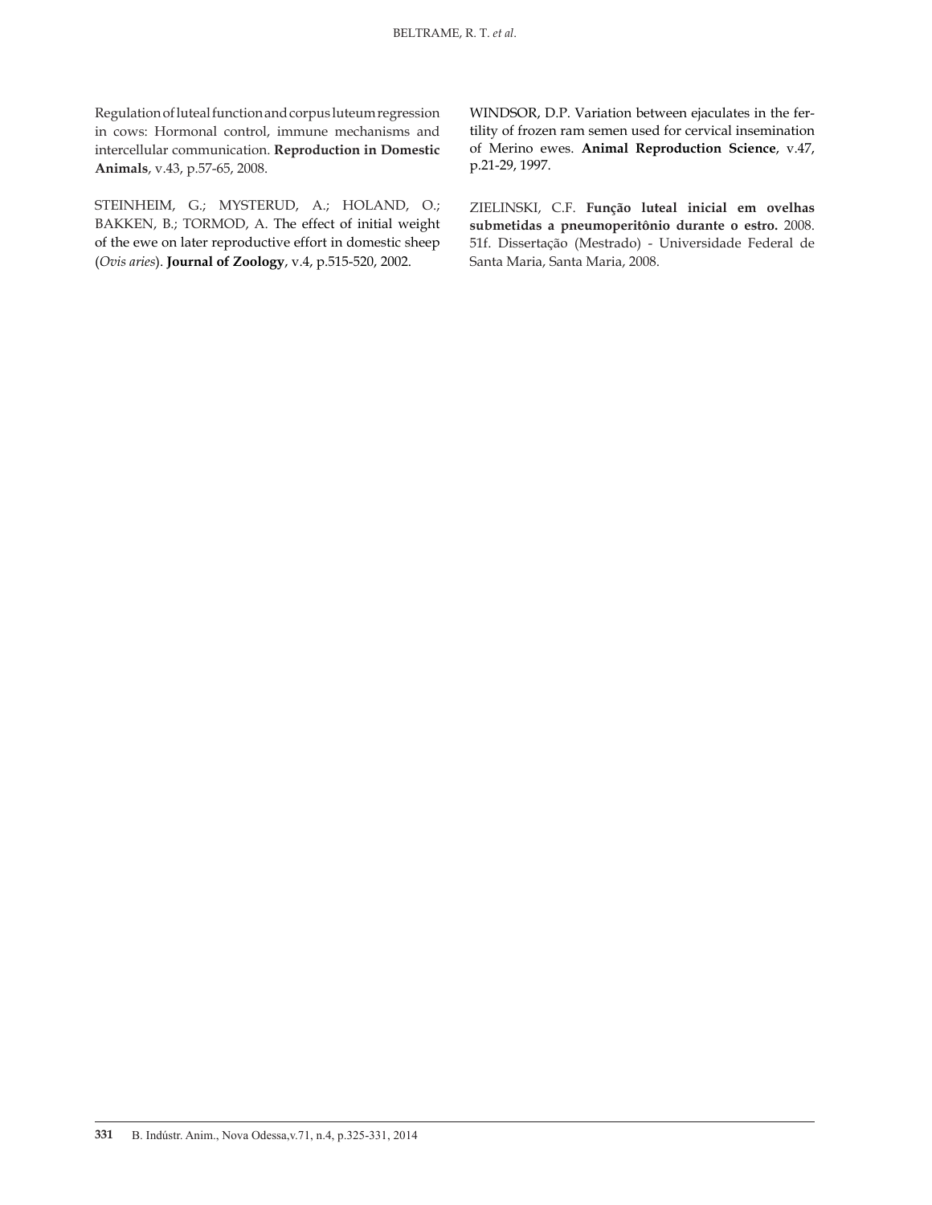Regulation of luteal function and corpus luteum regression in cows: Hormonal control, immune mechanisms and intercellular communication. **Reproduction in Domestic Animals**, v.43, p.57-65, 2008.

STEINHEIM, G.; MYSTERUD, A.; HOLAND, O.; BAKKEN, B.; TORMOD, A. The effect of initial weight of the ewe on later reproductive effort in domestic sheep (*Ovis aries*). **Journal of Zoology**, v.4, p.515-520, 2002.

WINDSOR, D.P. Variation between ejaculates in the fertility of frozen ram semen used for cervical insemination of Merino ewes. **Animal Reproduction Science**, v.47, p.21-29, 1997.

ZIELINSKI, C.F. **Função luteal inicial em ovelhas submetidas a pneumoperitônio durante o estro.** 2008. 51f. Dissertação (Mestrado) - Universidade Federal de Santa Maria, Santa Maria, 2008.